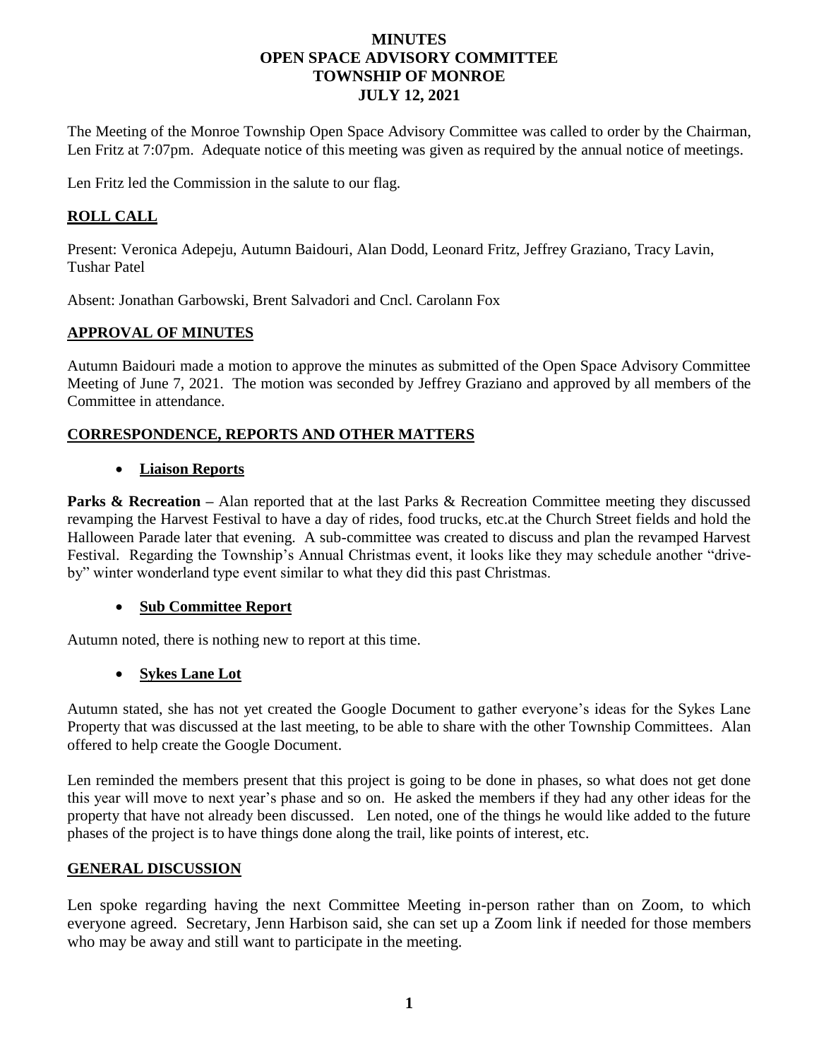# MINUTES
# OPEN SPACE ADVISORY COMMITTEE
# TOWNSHIP OF MONROE
# JULY 12, 2021

The Meeting of the Monroe Township Open Space Advisory Committee was called to order by the Chairman, Len Fritz at 7:07pm. Adequate notice of this meeting was given as required by the annual notice of meetings.

Len Fritz led the Commission in the salute to our flag.

## ROLL CALL

Present: Veronica Adepeju, Autumn Baidouri, Alan Dodd, Leonard Fritz, Jeffrey Graziano, Tracy Lavin, Tushar Patel

Absent: Jonathan Garbowski, Brent Salvadori and Cncl. Carolann Fox

## APPROVAL OF MINUTES

Autumn Baidouri made a motion to approve the minutes as submitted of the Open Space Advisory Committee Meeting of June 7, 2021. The motion was seconded by Jeffrey Graziano and approved by all members of the Committee in attendance.

## CORRESPONDENCE, REPORTS AND OTHER MATTERS

- **Liaison Reports**

**Parks & Recreation –** Alan reported that at the last Parks & Recreation Committee meeting they discussed revamping the Harvest Festival to have a day of rides, food trucks, etc.at the Church Street fields and hold the Halloween Parade later that evening. A sub-committee was created to discuss and plan the revamped Harvest Festival. Regarding the Township's Annual Christmas event, it looks like they may schedule another "drive-by" winter wonderland type event similar to what they did this past Christmas.

- **Sub Committee Report**

Autumn noted, there is nothing new to report at this time.

- **Sykes Lane Lot**

Autumn stated, she has not yet created the Google Document to gather everyone's ideas for the Sykes Lane Property that was discussed at the last meeting, to be able to share with the other Township Committees. Alan offered to help create the Google Document.

Len reminded the members present that this project is going to be done in phases, so what does not get done this year will move to next year's phase and so on. He asked the members if they had any other ideas for the property that have not already been discussed. Len noted, one of the things he would like added to the future phases of the project is to have things done along the trail, like points of interest, etc.

## GENERAL DISCUSSION

Len spoke regarding having the next Committee Meeting in-person rather than on Zoom, to which everyone agreed. Secretary, Jenn Harbison said, she can set up a Zoom link if needed for those members who may be away and still want to participate in the meeting.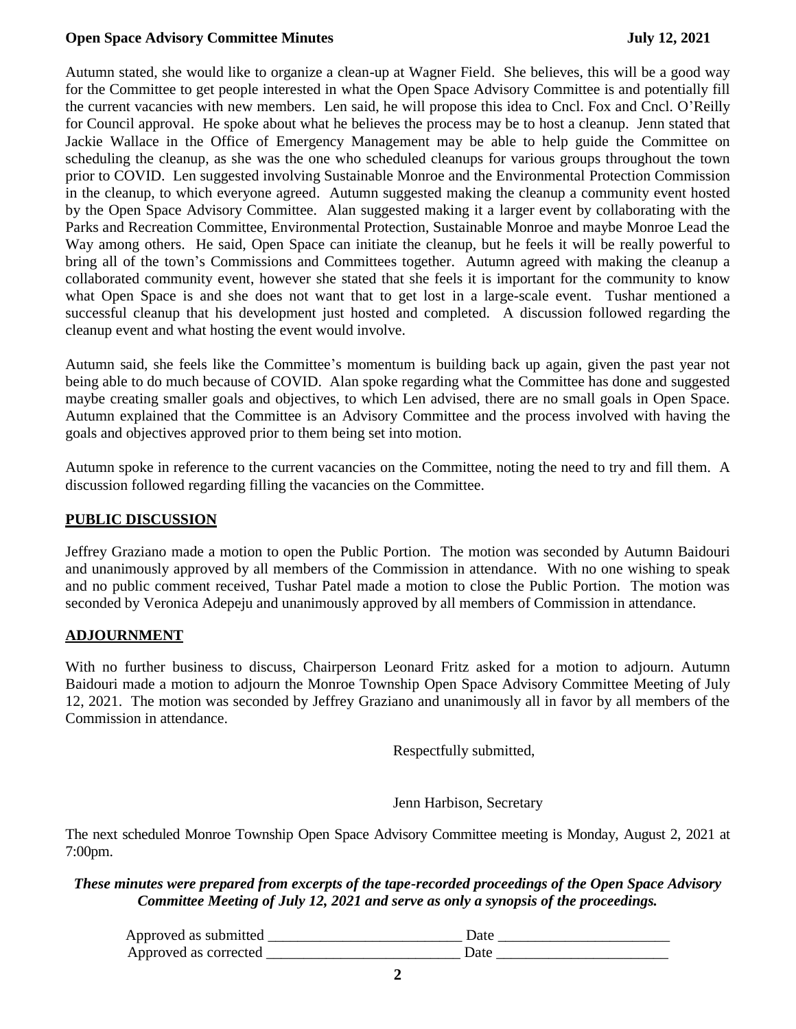Autumn stated, she would like to organize a clean-up at Wagner Field. She believes, this will be a good way for the Committee to get people interested in what the Open Space Advisory Committee is and potentially fill the current vacancies with new members. Len said, he will propose this idea to Cncl. Fox and Cncl. O'Reilly for Council approval. He spoke about what he believes the process may be to host a cleanup. Jenn stated that Jackie Wallace in the Office of Emergency Management may be able to help guide the Committee on scheduling the cleanup, as she was the one who scheduled cleanups for various groups throughout the town prior to COVID. Len suggested involving Sustainable Monroe and the Environmental Protection Commission in the cleanup, to which everyone agreed. Autumn suggested making the cleanup a community event hosted by the Open Space Advisory Committee. Alan suggested making it a larger event by collaborating with the Parks and Recreation Committee, Environmental Protection, Sustainable Monroe and maybe Monroe Lead the Way among others. He said, Open Space can initiate the cleanup, but he feels it will be really powerful to bring all of the town's Commissions and Committees together. Autumn agreed with making the cleanup a collaborated community event, however she stated that she feels it is important for the community to know what Open Space is and she does not want that to get lost in a large-scale event. Tushar mentioned a successful cleanup that his development just hosted and completed. A discussion followed regarding the cleanup event and what hosting the event would involve.

Autumn said, she feels like the Committee's momentum is building back up again, given the past year not being able to do much because of COVID. Alan spoke regarding what the Committee has done and suggested maybe creating smaller goals and objectives, to which Len advised, there are no small goals in Open Space. Autumn explained that the Committee is an Advisory Committee and the process involved with having the goals and objectives approved prior to them being set into motion.

Autumn spoke in reference to the current vacancies on the Committee, noting the need to try and fill them. A discussion followed regarding filling the vacancies on the Committee.

## PUBLIC DISCUSSION

Jeffrey Graziano made a motion to open the Public Portion. The motion was seconded by Autumn Baidouri and unanimously approved by all members of the Commission in attendance. With no one wishing to speak and no public comment received, Tushar Patel made a motion to close the Public Portion. The motion was seconded by Veronica Adepeju and unanimously approved by all members of Commission in attendance.

## ADJOURNMENT

With no further business to discuss, Chairperson Leonard Fritz asked for a motion to adjourn. Autumn Baidouri made a motion to adjourn the Monroe Township Open Space Advisory Committee Meeting of July 12, 2021. The motion was seconded by Jeffrey Graziano and unanimously all in favor by all members of the Commission in attendance.

Respectfully submitted,

Jenn Harbison, Secretary

The next scheduled Monroe Township Open Space Advisory Committee meeting is Monday, August 2, 2021 at 7:00pm.

***These minutes were prepared from excerpts of the tape-recorded proceedings of the Open Space Advisory Committee Meeting of July 12, 2021 and serve as only a synopsis of the proceedings.***

Approved as submitted _________________________ Date _______________________

Approved as corrected _________________________ Date _______________________